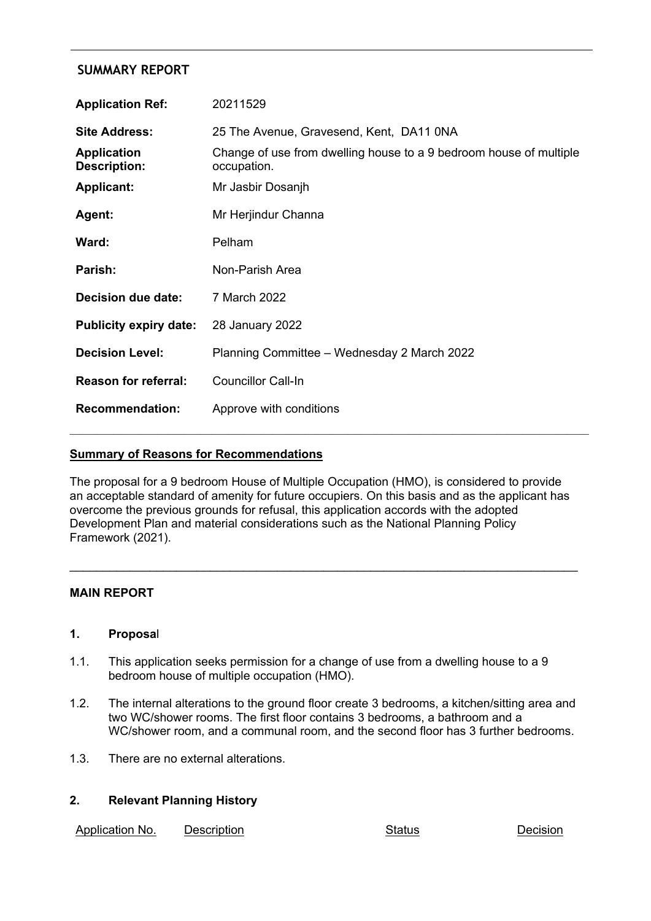## SUMMARY REPORT

| | |
|---|---|
| **Application Ref:** | 20211529 |
| **Site Address:** | 25 The Avenue, Gravesend, Kent, DA11 0NA |
| **Application Description:** | Change of use from dwelling house to a 9 bedroom house of multiple occupation. |
| **Applicant:** | Mr Jasbir Dosanjh |
| **Agent:** | Mr Herjindur Channa |
| **Ward:** | Pelham |
| **Parish:** | Non-Parish Area |
| **Decision due date:** | 7 March 2022 |
| **Publicity expiry date:** | 28 January 2022 |
| **Decision Level:** | Planning Committee – Wednesday 2 March 2022 |
| **Reason for referral:** | Councillor Call-In |
| **Recommendation:** | Approve with conditions |

**Summary of Reasons for Recommendations**

The proposal for a 9 bedroom House of Multiple Occupation (HMO), is considered to provide an acceptable standard of amenity for future occupiers. On this basis and as the applicant has overcome the previous grounds for refusal, this application accords with the adopted Development Plan and material considerations such as the National Planning Policy Framework (2021).

## MAIN REPORT

### 1. Proposal

1.1. This application seeks permission for a change of use from a dwelling house to a 9 bedroom house of multiple occupation (HMO).

1.2. The internal alterations to the ground floor create 3 bedrooms, a kitchen/sitting area and two WC/shower rooms. The first floor contains 3 bedrooms, a bathroom and a WC/shower room, and a communal room, and the second floor has 3 further bedrooms.

1.3. There are no external alterations.

### 2. Relevant Planning History

| Application No. | Description | Status | Decision |
|---|---|---|---|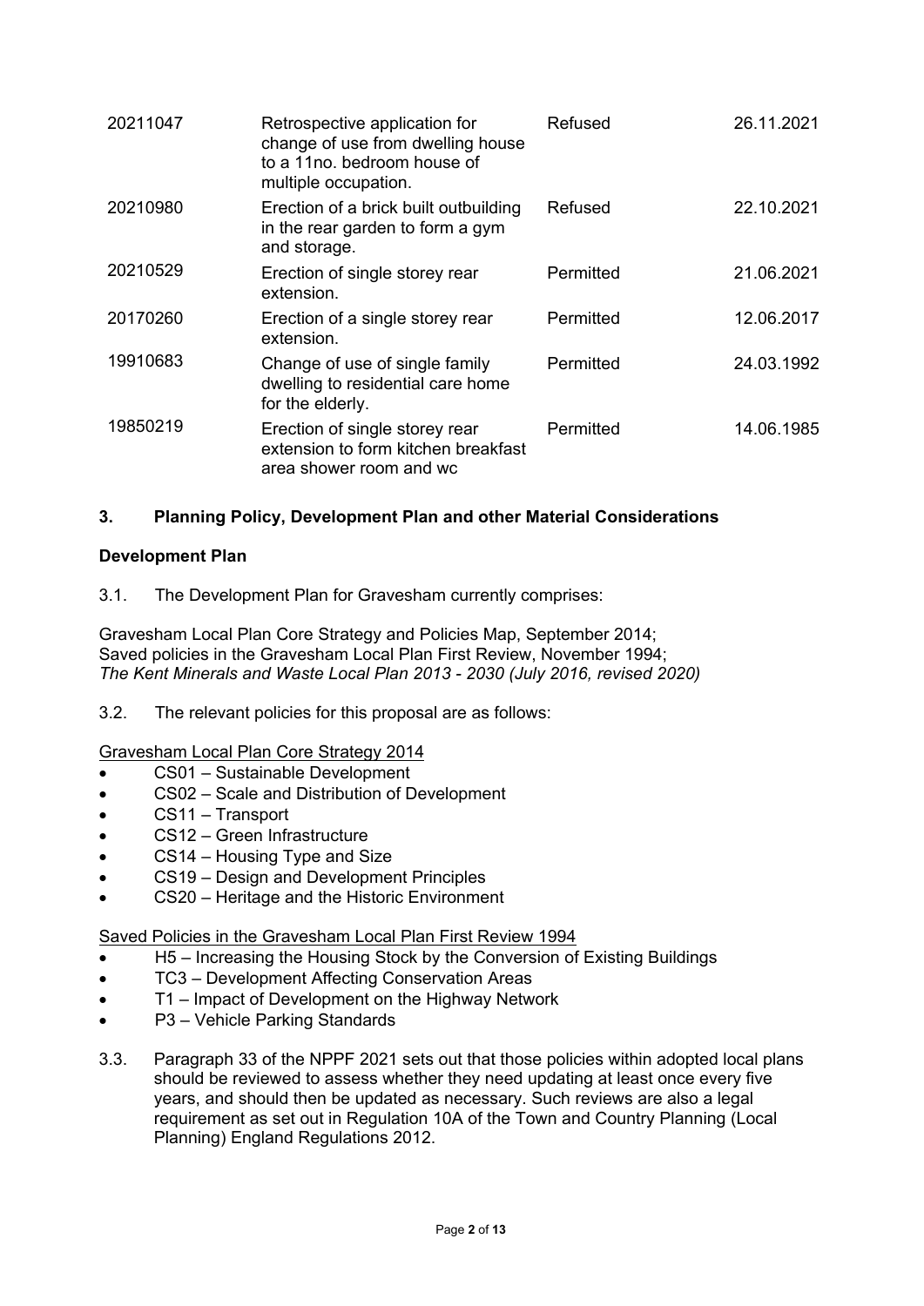| | | | |
|---|---|---|---|
| 20211047 | Retrospective application for change of use from dwelling house to a 11no. bedroom house of multiple occupation. | Refused | 26.11.2021 |
| 20210980 | Erection of a brick built outbuilding in the rear garden to form a gym and storage. | Refused | 22.10.2021 |
| 20210529 | Erection of single storey rear extension. | Permitted | 21.06.2021 |
| 20170260 | Erection of a single storey rear extension. | Permitted | 12.06.2017 |
| 19910683 | Change of use of single family dwelling to residential care home for the elderly. | Permitted | 24.03.1992 |
| 19850219 | Erection of single storey rear extension to form kitchen breakfast area shower room and wc | Permitted | 14.06.1985 |

## 3. Planning Policy, Development Plan and other Material Considerations

### Development Plan

3.1. The Development Plan for Gravesham currently comprises:

Gravesham Local Plan Core Strategy and Policies Map, September 2014;
Saved policies in the Gravesham Local Plan First Review, November 1994;
*The Kent Minerals and Waste Local Plan 2013 - 2030 (July 2016, revised 2020)*

3.2. The relevant policies for this proposal are as follows:

Gravesham Local Plan Core Strategy 2014

- CS01 – Sustainable Development
- CS02 – Scale and Distribution of Development
- CS11 – Transport
- CS12 – Green Infrastructure
- CS14 – Housing Type and Size
- CS19 – Design and Development Principles
- CS20 – Heritage and the Historic Environment

Saved Policies in the Gravesham Local Plan First Review 1994

- H5 – Increasing the Housing Stock by the Conversion of Existing Buildings
- TC3 – Development Affecting Conservation Areas
- T1 – Impact of Development on the Highway Network
- P3 – Vehicle Parking Standards

3.3. Paragraph 33 of the NPPF 2021 sets out that those policies within adopted local plans should be reviewed to assess whether they need updating at least once every five years, and should then be updated as necessary. Such reviews are also a legal requirement as set out in Regulation 10A of the Town and Country Planning (Local Planning) England Regulations 2012.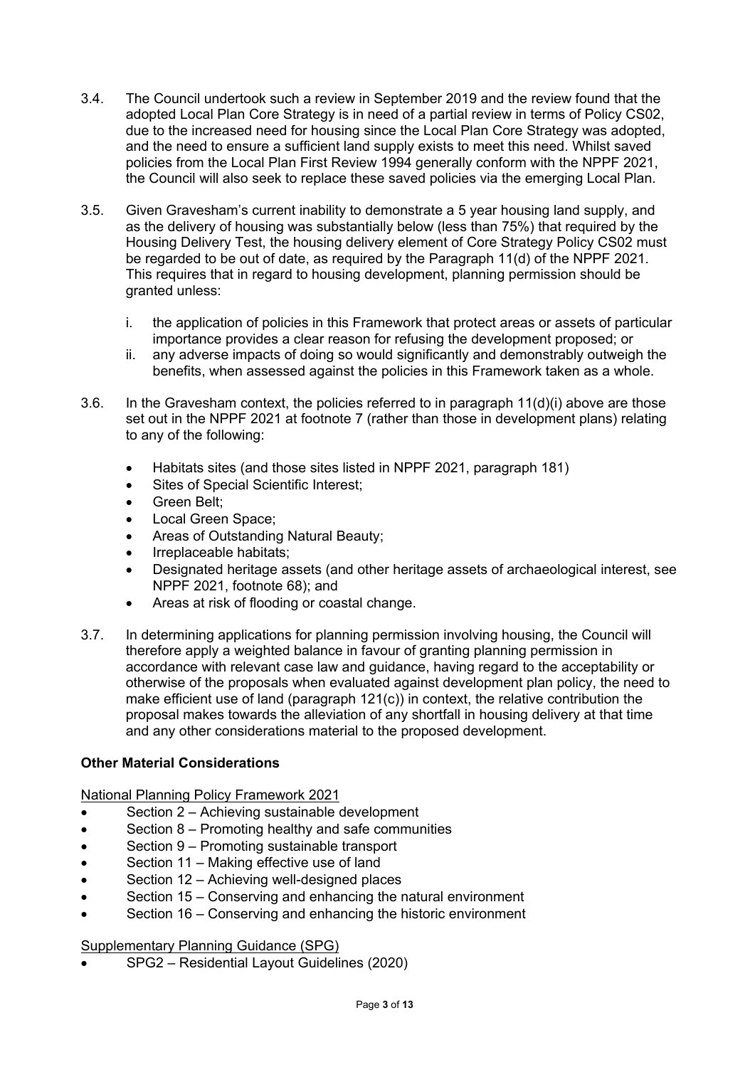3.4. The Council undertook such a review in September 2019 and the review found that the adopted Local Plan Core Strategy is in need of a partial review in terms of Policy CS02, due to the increased need for housing since the Local Plan Core Strategy was adopted, and the need to ensure a sufficient land supply exists to meet this need. Whilst saved policies from the Local Plan First Review 1994 generally conform with the NPPF 2021, the Council will also seek to replace these saved policies via the emerging Local Plan.

3.5. Given Gravesham's current inability to demonstrate a 5 year housing land supply, and as the delivery of housing was substantially below (less than 75%) that required by the Housing Delivery Test, the housing delivery element of Core Strategy Policy CS02 must be regarded to be out of date, as required by the Paragraph 11(d) of the NPPF 2021. This requires that in regard to housing development, planning permission should be granted unless:

   i. the application of policies in this Framework that protect areas or assets of particular importance provides a clear reason for refusing the development proposed; or
   ii. any adverse impacts of doing so would significantly and demonstrably outweigh the benefits, when assessed against the policies in this Framework taken as a whole.

3.6. In the Gravesham context, the policies referred to in paragraph 11(d)(i) above are those set out in the NPPF 2021 at footnote 7 (rather than those in development plans) relating to any of the following:

- Habitats sites (and those sites listed in NPPF 2021, paragraph 181)
- Sites of Special Scientific Interest;
- Green Belt;
- Local Green Space;
- Areas of Outstanding Natural Beauty;
- Irreplaceable habitats;
- Designated heritage assets (and other heritage assets of archaeological interest, see NPPF 2021, footnote 68); and
- Areas at risk of flooding or coastal change.

3.7. In determining applications for planning permission involving housing, the Council will therefore apply a weighted balance in favour of granting planning permission in accordance with relevant case law and guidance, having regard to the acceptability or otherwise of the proposals when evaluated against development plan policy, the need to make efficient use of land (paragraph 121(c)) in context, the relative contribution the proposal makes towards the alleviation of any shortfall in housing delivery at that time and any other considerations material to the proposed development.

**Other Material Considerations**

National Planning Policy Framework 2021

- Section 2 – Achieving sustainable development
- Section 8 – Promoting healthy and safe communities
- Section 9 – Promoting sustainable transport
- Section 11 – Making effective use of land
- Section 12 – Achieving well-designed places
- Section 15 – Conserving and enhancing the natural environment
- Section 16 – Conserving and enhancing the historic environment

Supplementary Planning Guidance (SPG)

- SPG2 – Residential Layout Guidelines (2020)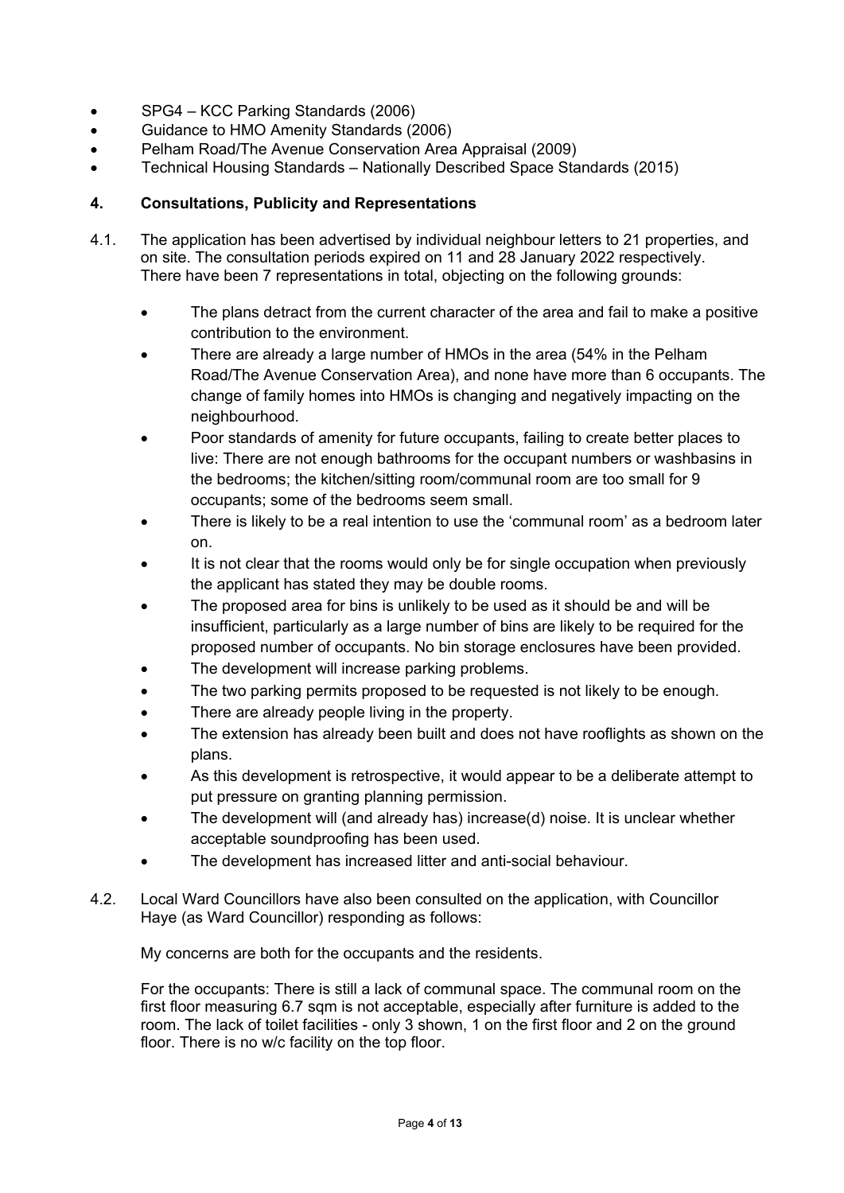- SPG4 – KCC Parking Standards (2006)
- Guidance to HMO Amenity Standards (2006)
- Pelham Road/The Avenue Conservation Area Appraisal (2009)
- Technical Housing Standards – Nationally Described Space Standards (2015)

## 4. Consultations, Publicity and Representations

4.1. The application has been advertised by individual neighbour letters to 21 properties, and on site. The consultation periods expired on 11 and 28 January 2022 respectively. There have been 7 representations in total, objecting on the following grounds:

- The plans detract from the current character of the area and fail to make a positive contribution to the environment.
- There are already a large number of HMOs in the area (54% in the Pelham Road/The Avenue Conservation Area), and none have more than 6 occupants. The change of family homes into HMOs is changing and negatively impacting on the neighbourhood.
- Poor standards of amenity for future occupants, failing to create better places to live: There are not enough bathrooms for the occupant numbers or washbasins in the bedrooms; the kitchen/sitting room/communal room are too small for 9 occupants; some of the bedrooms seem small.
- There is likely to be a real intention to use the 'communal room' as a bedroom later on.
- It is not clear that the rooms would only be for single occupation when previously the applicant has stated they may be double rooms.
- The proposed area for bins is unlikely to be used as it should be and will be insufficient, particularly as a large number of bins are likely to be required for the proposed number of occupants. No bin storage enclosures have been provided.
- The development will increase parking problems.
- The two parking permits proposed to be requested is not likely to be enough.
- There are already people living in the property.
- The extension has already been built and does not have rooflights as shown on the plans.
- As this development is retrospective, it would appear to be a deliberate attempt to put pressure on granting planning permission.
- The development will (and already has) increase(d) noise. It is unclear whether acceptable soundproofing has been used.
- The development has increased litter and anti-social behaviour.

4.2. Local Ward Councillors have also been consulted on the application, with Councillor Haye (as Ward Councillor) responding as follows:

My concerns are both for the occupants and the residents.

For the occupants: There is still a lack of communal space. The communal room on the first floor measuring 6.7 sqm is not acceptable, especially after furniture is added to the room. The lack of toilet facilities - only 3 shown, 1 on the first floor and 2 on the ground floor. There is no w/c facility on the top floor.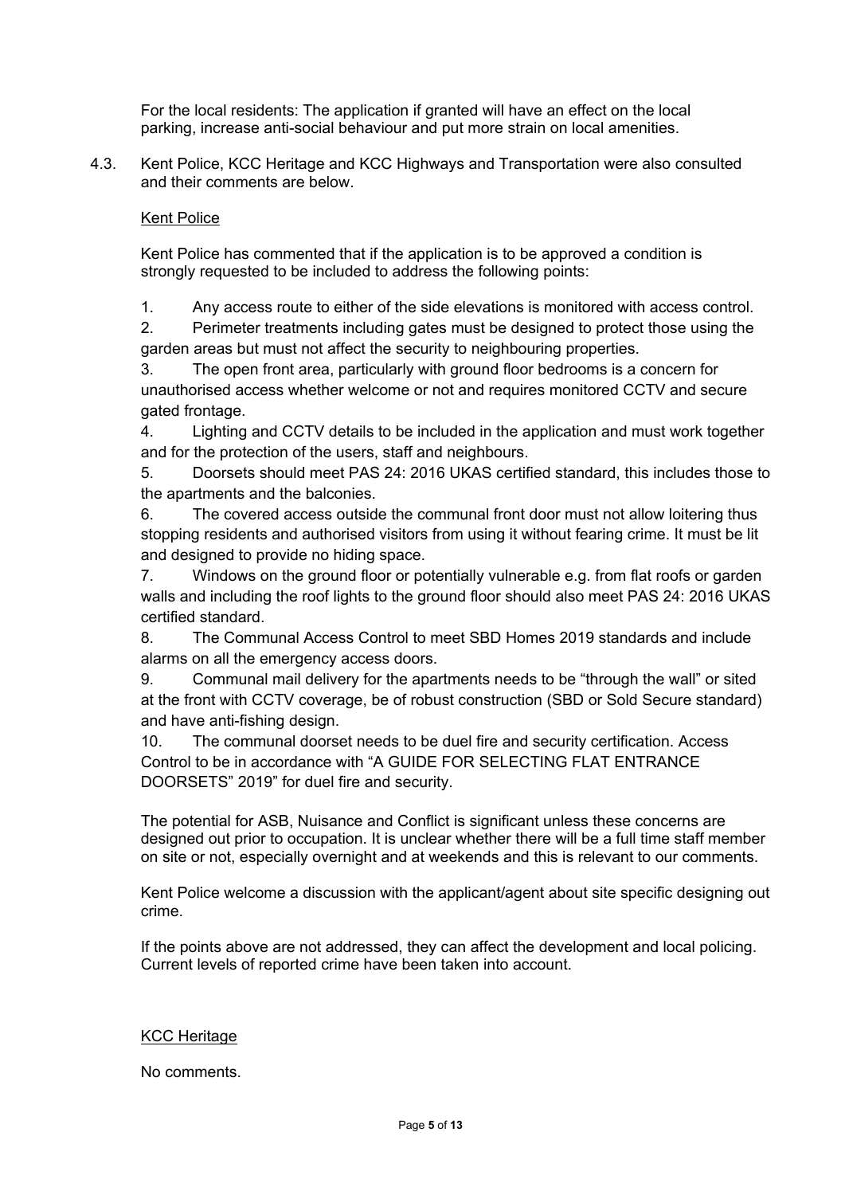For the local residents: The application if granted will have an effect on the local parking, increase anti-social behaviour and put more strain on local amenities.

4.3. Kent Police, KCC Heritage and KCC Highways and Transportation were also consulted and their comments are below.

Kent Police

Kent Police has commented that if the application is to be approved a condition is strongly requested to be included to address the following points:

1. Any access route to either of the side elevations is monitored with access control.
2. Perimeter treatments including gates must be designed to protect those using the garden areas but must not affect the security to neighbouring properties.
3. The open front area, particularly with ground floor bedrooms is a concern for unauthorised access whether welcome or not and requires monitored CCTV and secure gated frontage.
4. Lighting and CCTV details to be included in the application and must work together and for the protection of the users, staff and neighbours.
5. Doorsets should meet PAS 24: 2016 UKAS certified standard, this includes those to the apartments and the balconies.
6. The covered access outside the communal front door must not allow loitering thus stopping residents and authorised visitors from using it without fearing crime. It must be lit and designed to provide no hiding space.
7. Windows on the ground floor or potentially vulnerable e.g. from flat roofs or garden walls and including the roof lights to the ground floor should also meet PAS 24: 2016 UKAS certified standard.
8. The Communal Access Control to meet SBD Homes 2019 standards and include alarms on all the emergency access doors.
9. Communal mail delivery for the apartments needs to be "through the wall" or sited at the front with CCTV coverage, be of robust construction (SBD or Sold Secure standard) and have anti-fishing design.
10. The communal doorset needs to be duel fire and security certification. Access Control to be in accordance with "A GUIDE FOR SELECTING FLAT ENTRANCE DOORSETS" 2019" for duel fire and security.

The potential for ASB, Nuisance and Conflict is significant unless these concerns are designed out prior to occupation. It is unclear whether there will be a full time staff member on site or not, especially overnight and at weekends and this is relevant to our comments.

Kent Police welcome a discussion with the applicant/agent about site specific designing out crime.

If the points above are not addressed, they can affect the development and local policing. Current levels of reported crime have been taken into account.

KCC Heritage

No comments.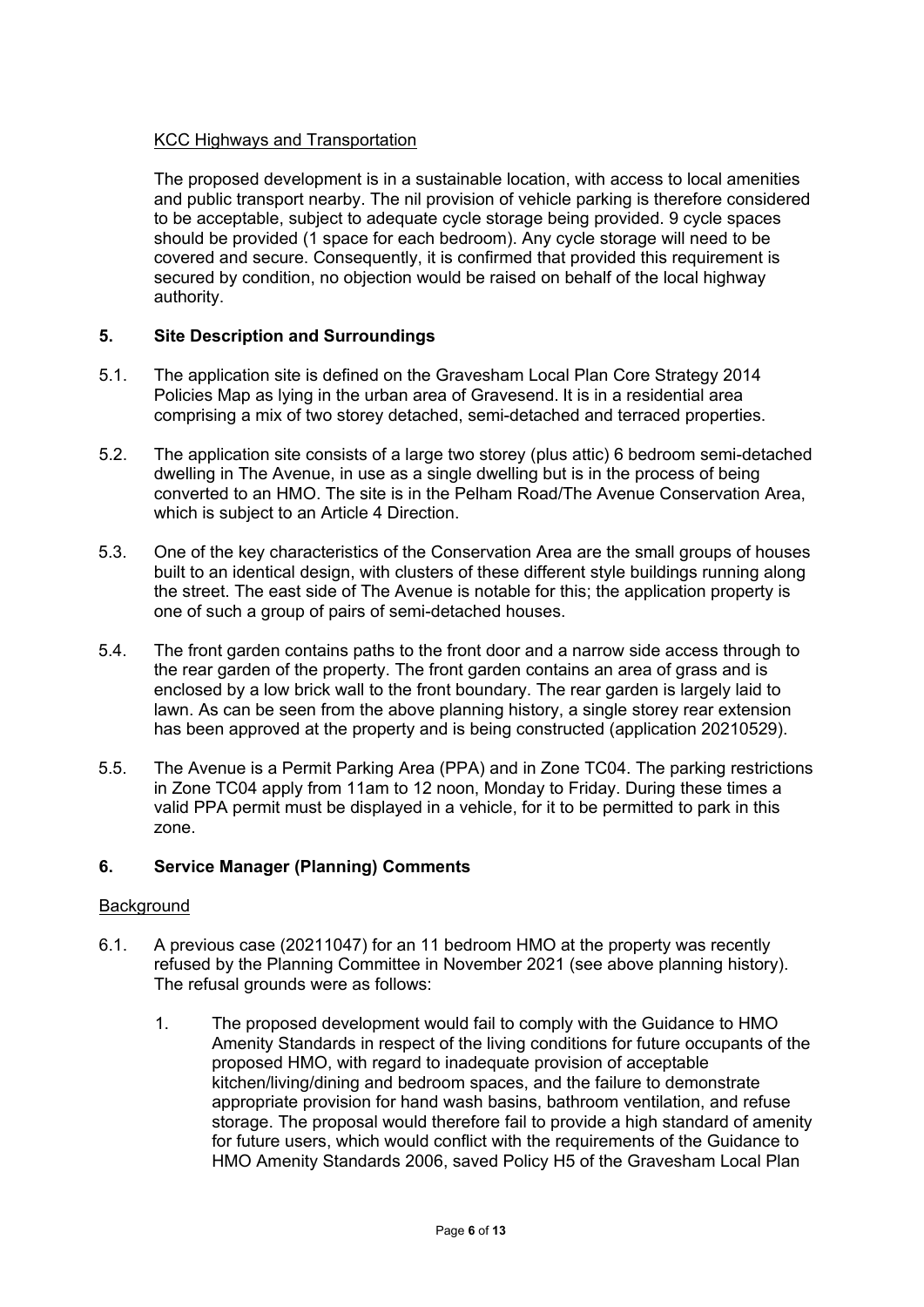KCC Highways and Transportation

The proposed development is in a sustainable location, with access to local amenities and public transport nearby. The nil provision of vehicle parking is therefore considered to be acceptable, subject to adequate cycle storage being provided. 9 cycle spaces should be provided (1 space for each bedroom). Any cycle storage will need to be covered and secure. Consequently, it is confirmed that provided this requirement is secured by condition, no objection would be raised on behalf of the local highway authority.

## 5. Site Description and Surroundings

5.1. The application site is defined on the Gravesham Local Plan Core Strategy 2014 Policies Map as lying in the urban area of Gravesend. It is in a residential area comprising a mix of two storey detached, semi-detached and terraced properties.

5.2. The application site consists of a large two storey (plus attic) 6 bedroom semi-detached dwelling in The Avenue, in use as a single dwelling but is in the process of being converted to an HMO. The site is in the Pelham Road/The Avenue Conservation Area, which is subject to an Article 4 Direction.

5.3. One of the key characteristics of the Conservation Area are the small groups of houses built to an identical design, with clusters of these different style buildings running along the street. The east side of The Avenue is notable for this; the application property is one of such a group of pairs of semi-detached houses.

5.4. The front garden contains paths to the front door and a narrow side access through to the rear garden of the property. The front garden contains an area of grass and is enclosed by a low brick wall to the front boundary. The rear garden is largely laid to lawn. As can be seen from the above planning history, a single storey rear extension has been approved at the property and is being constructed (application 20210529).

5.5. The Avenue is a Permit Parking Area (PPA) and in Zone TC04. The parking restrictions in Zone TC04 apply from 11am to 12 noon, Monday to Friday. During these times a valid PPA permit must be displayed in a vehicle, for it to be permitted to park in this zone.

## 6. Service Manager (Planning) Comments

Background

6.1. A previous case (20211047) for an 11 bedroom HMO at the property was recently refused by the Planning Committee in November 2021 (see above planning history). The refusal grounds were as follows:

1. The proposed development would fail to comply with the Guidance to HMO Amenity Standards in respect of the living conditions for future occupants of the proposed HMO, with regard to inadequate provision of acceptable kitchen/living/dining and bedroom spaces, and the failure to demonstrate appropriate provision for hand wash basins, bathroom ventilation, and refuse storage. The proposal would therefore fail to provide a high standard of amenity for future users, which would conflict with the requirements of the Guidance to HMO Amenity Standards 2006, saved Policy H5 of the Gravesham Local Plan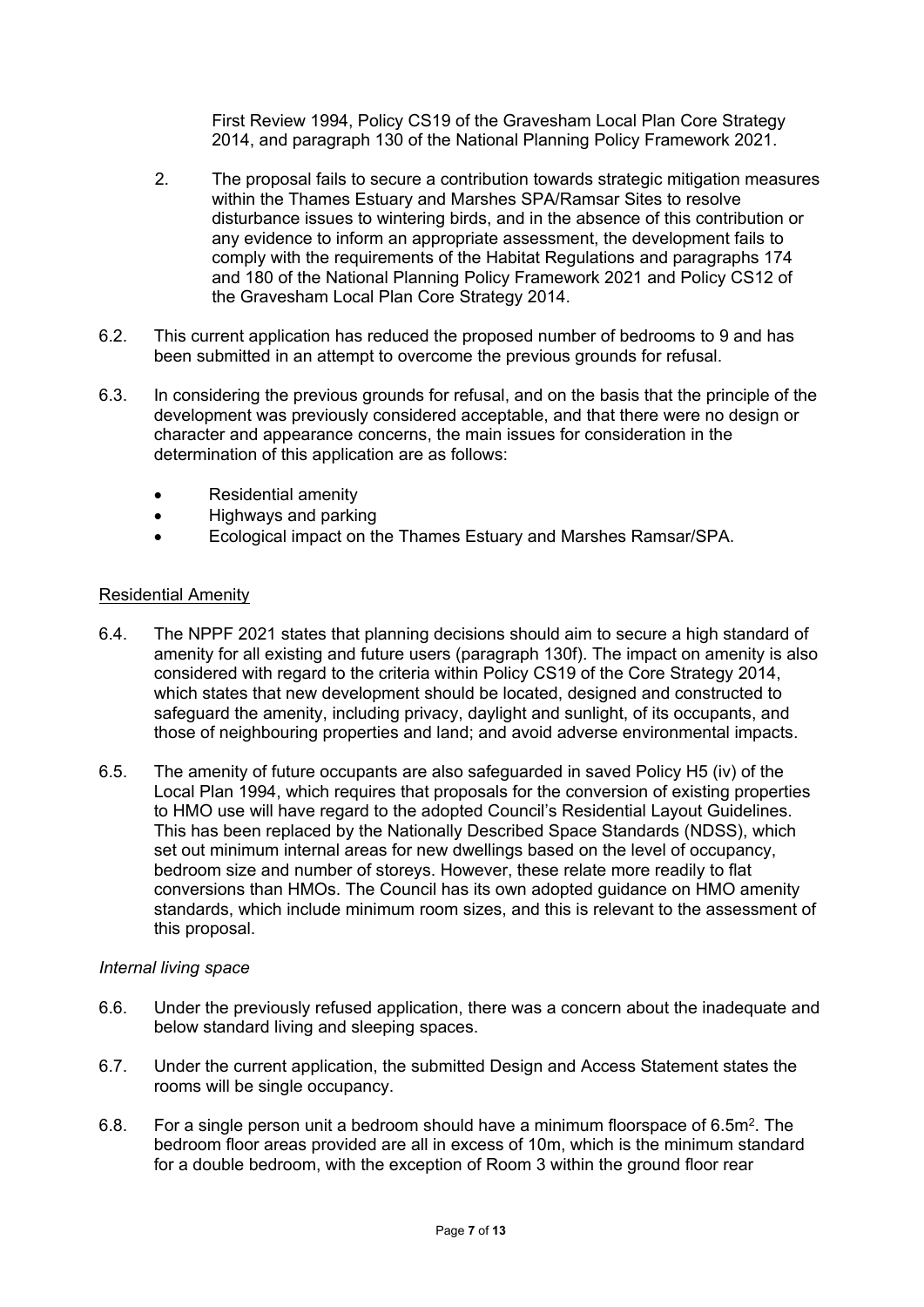First Review 1994, Policy CS19 of the Gravesham Local Plan Core Strategy 2014, and paragraph 130 of the National Planning Policy Framework 2021.

2. The proposal fails to secure a contribution towards strategic mitigation measures within the Thames Estuary and Marshes SPA/Ramsar Sites to resolve disturbance issues to wintering birds, and in the absence of this contribution or any evidence to inform an appropriate assessment, the development fails to comply with the requirements of the Habitat Regulations and paragraphs 174 and 180 of the National Planning Policy Framework 2021 and Policy CS12 of the Gravesham Local Plan Core Strategy 2014.

6.2. This current application has reduced the proposed number of bedrooms to 9 and has been submitted in an attempt to overcome the previous grounds for refusal.

6.3. In considering the previous grounds for refusal, and on the basis that the principle of the development was previously considered acceptable, and that there were no design or character and appearance concerns, the main issues for consideration in the determination of this application are as follows:

- Residential amenity
- Highways and parking
- Ecological impact on the Thames Estuary and Marshes Ramsar/SPA.

## Residential Amenity

6.4. The NPPF 2021 states that planning decisions should aim to secure a high standard of amenity for all existing and future users (paragraph 130f). The impact on amenity is also considered with regard to the criteria within Policy CS19 of the Core Strategy 2014, which states that new development should be located, designed and constructed to safeguard the amenity, including privacy, daylight and sunlight, of its occupants, and those of neighbouring properties and land; and avoid adverse environmental impacts.

6.5. The amenity of future occupants are also safeguarded in saved Policy H5 (iv) of the Local Plan 1994, which requires that proposals for the conversion of existing properties to HMO use will have regard to the adopted Council's Residential Layout Guidelines. This has been replaced by the Nationally Described Space Standards (NDSS), which set out minimum internal areas for new dwellings based on the level of occupancy, bedroom size and number of storeys. However, these relate more readily to flat conversions than HMOs. The Council has its own adopted guidance on HMO amenity standards, which include minimum room sizes, and this is relevant to the assessment of this proposal.

### *Internal living space*

6.6. Under the previously refused application, there was a concern about the inadequate and below standard living and sleeping spaces.

6.7. Under the current application, the submitted Design and Access Statement states the rooms will be single occupancy.

6.8. For a single person unit a bedroom should have a minimum floorspace of $6.5m^2$. The bedroom floor areas provided are all in excess of 10m, which is the minimum standard for a double bedroom, with the exception of Room 3 within the ground floor rear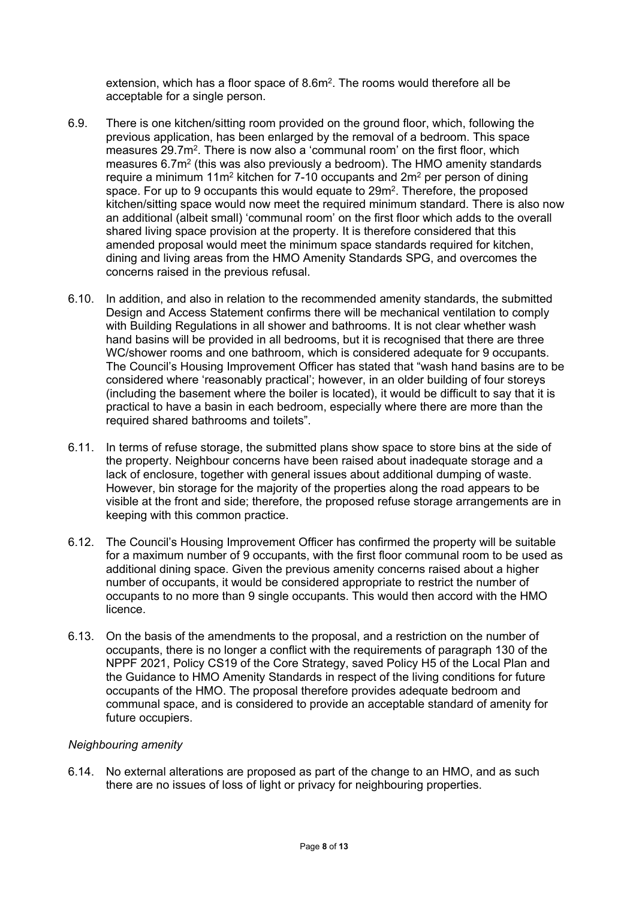extension, which has a floor space of 8.6m$^2$. The rooms would therefore all be acceptable for a single person.

6.9. There is one kitchen/sitting room provided on the ground floor, which, following the previous application, has been enlarged by the removal of a bedroom. This space measures 29.7m$^2$. There is now also a 'communal room' on the first floor, which measures 6.7m$^2$ (this was also previously a bedroom). The HMO amenity standards require a minimum 11m$^2$ kitchen for 7-10 occupants and 2m$^2$ per person of dining space. For up to 9 occupants this would equate to 29m$^2$. Therefore, the proposed kitchen/sitting space would now meet the required minimum standard. There is also now an additional (albeit small) 'communal room' on the first floor which adds to the overall shared living space provision at the property. It is therefore considered that this amended proposal would meet the minimum space standards required for kitchen, dining and living areas from the HMO Amenity Standards SPG, and overcomes the concerns raised in the previous refusal.

6.10. In addition, and also in relation to the recommended amenity standards, the submitted Design and Access Statement confirms there will be mechanical ventilation to comply with Building Regulations in all shower and bathrooms. It is not clear whether wash hand basins will be provided in all bedrooms, but it is recognised that there are three WC/shower rooms and one bathroom, which is considered adequate for 9 occupants. The Council's Housing Improvement Officer has stated that "wash hand basins are to be considered where 'reasonably practical'; however, in an older building of four storeys (including the basement where the boiler is located), it would be difficult to say that it is practical to have a basin in each bedroom, especially where there are more than the required shared bathrooms and toilets".

6.11. In terms of refuse storage, the submitted plans show space to store bins at the side of the property. Neighbour concerns have been raised about inadequate storage and a lack of enclosure, together with general issues about additional dumping of waste. However, bin storage for the majority of the properties along the road appears to be visible at the front and side; therefore, the proposed refuse storage arrangements are in keeping with this common practice.

6.12. The Council's Housing Improvement Officer has confirmed the property will be suitable for a maximum number of 9 occupants, with the first floor communal room to be used as additional dining space. Given the previous amenity concerns raised about a higher number of occupants, it would be considered appropriate to restrict the number of occupants to no more than 9 single occupants. This would then accord with the HMO licence.

6.13. On the basis of the amendments to the proposal, and a restriction on the number of occupants, there is no longer a conflict with the requirements of paragraph 130 of the NPPF 2021, Policy CS19 of the Core Strategy, saved Policy H5 of the Local Plan and the Guidance to HMO Amenity Standards in respect of the living conditions for future occupants of the HMO. The proposal therefore provides adequate bedroom and communal space, and is considered to provide an acceptable standard of amenity for future occupiers.

*Neighbouring amenity*

6.14. No external alterations are proposed as part of the change to an HMO, and as such there are no issues of loss of light or privacy for neighbouring properties.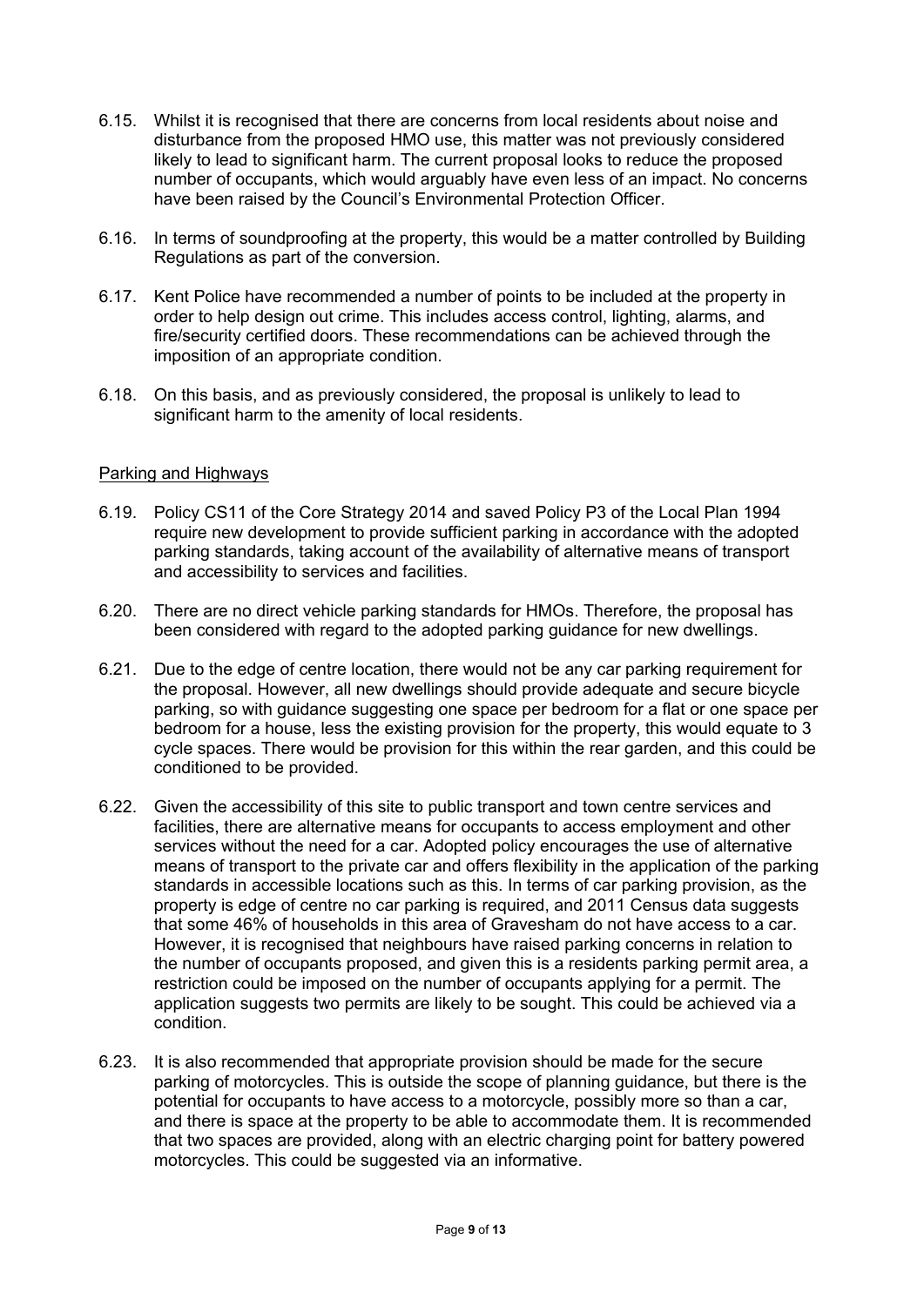6.15. Whilst it is recognised that there are concerns from local residents about noise and disturbance from the proposed HMO use, this matter was not previously considered likely to lead to significant harm. The current proposal looks to reduce the proposed number of occupants, which would arguably have even less of an impact. No concerns have been raised by the Council's Environmental Protection Officer.

6.16. In terms of soundproofing at the property, this would be a matter controlled by Building Regulations as part of the conversion.

6.17. Kent Police have recommended a number of points to be included at the property in order to help design out crime. This includes access control, lighting, alarms, and fire/security certified doors. These recommendations can be achieved through the imposition of an appropriate condition.

6.18. On this basis, and as previously considered, the proposal is unlikely to lead to significant harm to the amenity of local residents.

<u>Parking and Highways</u>

6.19. Policy CS11 of the Core Strategy 2014 and saved Policy P3 of the Local Plan 1994 require new development to provide sufficient parking in accordance with the adopted parking standards, taking account of the availability of alternative means of transport and accessibility to services and facilities.

6.20. There are no direct vehicle parking standards for HMOs. Therefore, the proposal has been considered with regard to the adopted parking guidance for new dwellings.

6.21. Due to the edge of centre location, there would not be any car parking requirement for the proposal. However, all new dwellings should provide adequate and secure bicycle parking, so with guidance suggesting one space per bedroom for a flat or one space per bedroom for a house, less the existing provision for the property, this would equate to 3 cycle spaces. There would be provision for this within the rear garden, and this could be conditioned to be provided.

6.22. Given the accessibility of this site to public transport and town centre services and facilities, there are alternative means for occupants to access employment and other services without the need for a car. Adopted policy encourages the use of alternative means of transport to the private car and offers flexibility in the application of the parking standards in accessible locations such as this. In terms of car parking provision, as the property is edge of centre no car parking is required, and 2011 Census data suggests that some 46% of households in this area of Gravesham do not have access to a car. However, it is recognised that neighbours have raised parking concerns in relation to the number of occupants proposed, and given this is a residents parking permit area, a restriction could be imposed on the number of occupants applying for a permit. The application suggests two permits are likely to be sought. This could be achieved via a condition.

6.23. It is also recommended that appropriate provision should be made for the secure parking of motorcycles. This is outside the scope of planning guidance, but there is the potential for occupants to have access to a motorcycle, possibly more so than a car, and there is space at the property to be able to accommodate them. It is recommended that two spaces are provided, along with an electric charging point for battery powered motorcycles. This could be suggested via an informative.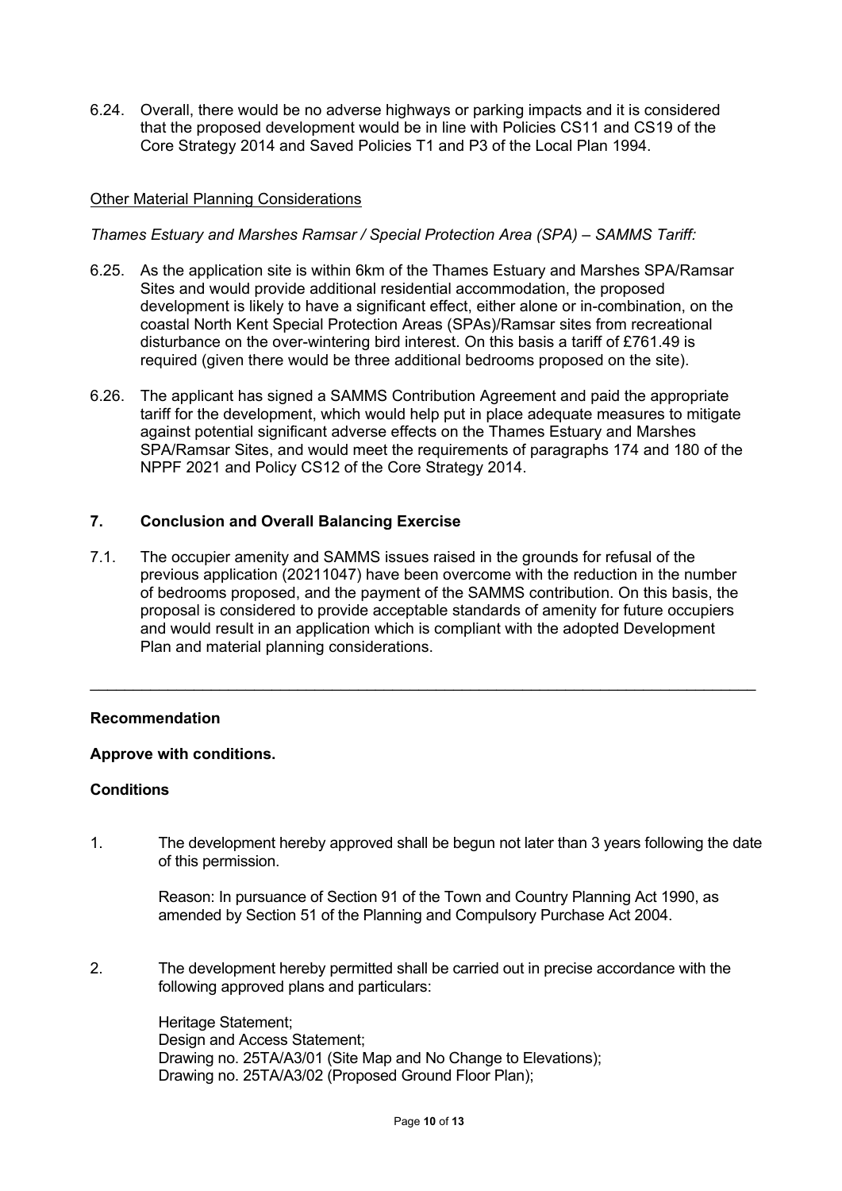6.24. Overall, there would be no adverse highways or parking impacts and it is considered that the proposed development would be in line with Policies CS11 and CS19 of the Core Strategy 2014 and Saved Policies T1 and P3 of the Local Plan 1994.

<u>Other Material Planning Considerations</u>

*Thames Estuary and Marshes Ramsar / Special Protection Area (SPA) – SAMMS Tariff:*

6.25. As the application site is within 6km of the Thames Estuary and Marshes SPA/Ramsar Sites and would provide additional residential accommodation, the proposed development is likely to have a significant effect, either alone or in-combination, on the coastal North Kent Special Protection Areas (SPAs)/Ramsar sites from recreational disturbance on the over-wintering bird interest. On this basis a tariff of £761.49 is required (given there would be three additional bedrooms proposed on the site).

6.26. The applicant has signed a SAMMS Contribution Agreement and paid the appropriate tariff for the development, which would help put in place adequate measures to mitigate against potential significant adverse effects on the Thames Estuary and Marshes SPA/Ramsar Sites, and would meet the requirements of paragraphs 174 and 180 of the NPPF 2021 and Policy CS12 of the Core Strategy 2014.

## 7. Conclusion and Overall Balancing Exercise

7.1. The occupier amenity and SAMMS issues raised in the grounds for refusal of the previous application (20211047) have been overcome with the reduction in the number of bedrooms proposed, and the payment of the SAMMS contribution. On this basis, the proposal is considered to provide acceptable standards of amenity for future occupiers and would result in an application which is compliant with the adopted Development Plan and material planning considerations.

---

**Recommendation**

**Approve with conditions.**

**Conditions**

1. The development hereby approved shall be begun not later than 3 years following the date of this permission.

   Reason: In pursuance of Section 91 of the Town and Country Planning Act 1990, as amended by Section 51 of the Planning and Compulsory Purchase Act 2004.

2. The development hereby permitted shall be carried out in precise accordance with the following approved plans and particulars:

   Heritage Statement;
   Design and Access Statement;
   Drawing no. 25TA/A3/01 (Site Map and No Change to Elevations);
   Drawing no. 25TA/A3/02 (Proposed Ground Floor Plan);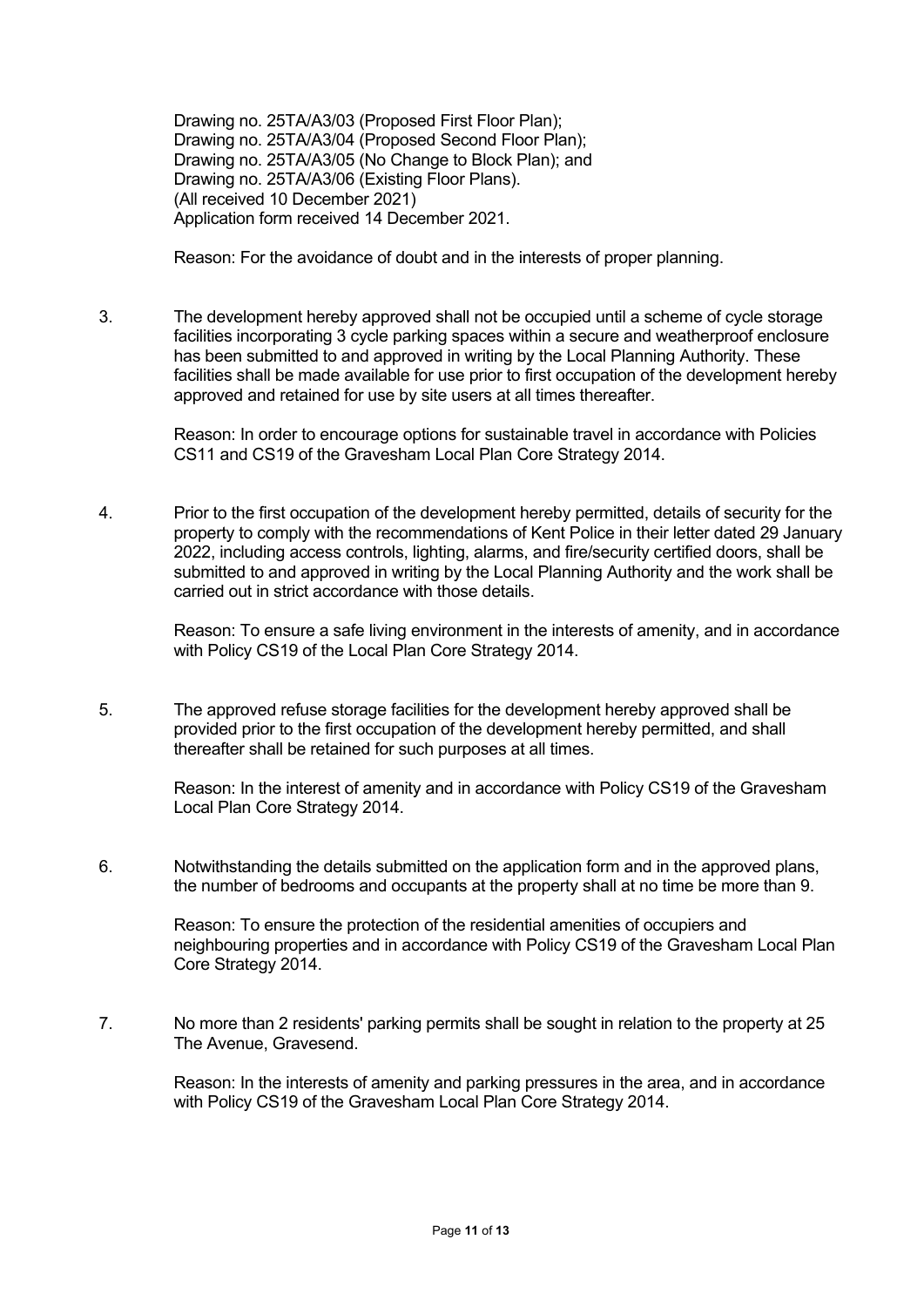Drawing no. 25TA/A3/03 (Proposed First Floor Plan);
Drawing no. 25TA/A3/04 (Proposed Second Floor Plan);
Drawing no. 25TA/A3/05 (No Change to Block Plan); and
Drawing no. 25TA/A3/06 (Existing Floor Plans).
(All received 10 December 2021)
Application form received 14 December 2021.

Reason: For the avoidance of doubt and in the interests of proper planning.

3. The development hereby approved shall not be occupied until a scheme of cycle storage facilities incorporating 3 cycle parking spaces within a secure and weatherproof enclosure has been submitted to and approved in writing by the Local Planning Authority. These facilities shall be made available for use prior to first occupation of the development hereby approved and retained for use by site users at all times thereafter.

   Reason: In order to encourage options for sustainable travel in accordance with Policies CS11 and CS19 of the Gravesham Local Plan Core Strategy 2014.

4. Prior to the first occupation of the development hereby permitted, details of security for the property to comply with the recommendations of Kent Police in their letter dated 29 January 2022, including access controls, lighting, alarms, and fire/security certified doors, shall be submitted to and approved in writing by the Local Planning Authority and the work shall be carried out in strict accordance with those details.

   Reason: To ensure a safe living environment in the interests of amenity, and in accordance with Policy CS19 of the Local Plan Core Strategy 2014.

5. The approved refuse storage facilities for the development hereby approved shall be provided prior to the first occupation of the development hereby permitted, and shall thereafter shall be retained for such purposes at all times.

   Reason: In the interest of amenity and in accordance with Policy CS19 of the Gravesham Local Plan Core Strategy 2014.

6. Notwithstanding the details submitted on the application form and in the approved plans, the number of bedrooms and occupants at the property shall at no time be more than 9.

   Reason: To ensure the protection of the residential amenities of occupiers and neighbouring properties and in accordance with Policy CS19 of the Gravesham Local Plan Core Strategy 2014.

7. No more than 2 residents' parking permits shall be sought in relation to the property at 25 The Avenue, Gravesend.

   Reason: In the interests of amenity and parking pressures in the area, and in accordance with Policy CS19 of the Gravesham Local Plan Core Strategy 2014.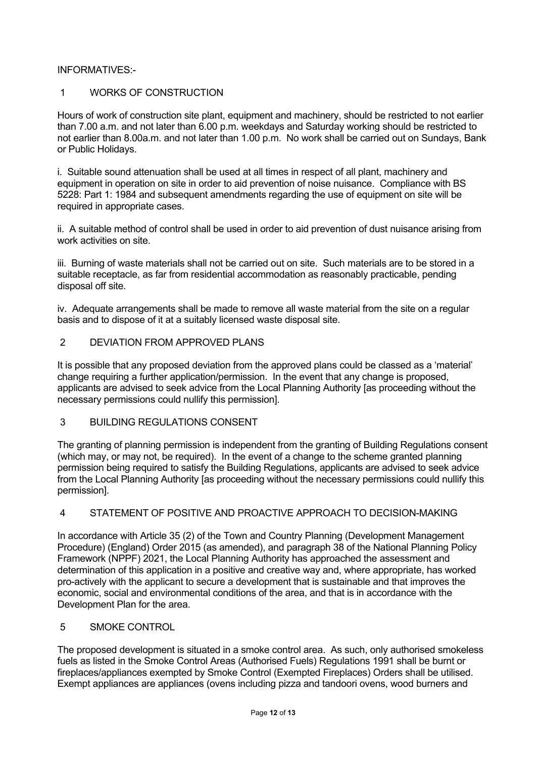INFORMATIVES:-

## 1 WORKS OF CONSTRUCTION

Hours of work of construction site plant, equipment and machinery, should be restricted to not earlier than 7.00 a.m. and not later than 6.00 p.m. weekdays and Saturday working should be restricted to not earlier than 8.00a.m. and not later than 1.00 p.m. No work shall be carried out on Sundays, Bank or Public Holidays.

i. Suitable sound attenuation shall be used at all times in respect of all plant, machinery and equipment in operation on site in order to aid prevention of noise nuisance. Compliance with BS 5228: Part 1: 1984 and subsequent amendments regarding the use of equipment on site will be required in appropriate cases.

ii. A suitable method of control shall be used in order to aid prevention of dust nuisance arising from work activities on site.

iii. Burning of waste materials shall not be carried out on site. Such materials are to be stored in a suitable receptacle, as far from residential accommodation as reasonably practicable, pending disposal off site.

iv. Adequate arrangements shall be made to remove all waste material from the site on a regular basis and to dispose of it at a suitably licensed waste disposal site.

## 2 DEVIATION FROM APPROVED PLANS

It is possible that any proposed deviation from the approved plans could be classed as a 'material' change requiring a further application/permission. In the event that any change is proposed, applicants are advised to seek advice from the Local Planning Authority [as proceeding without the necessary permissions could nullify this permission].

## 3 BUILDING REGULATIONS CONSENT

The granting of planning permission is independent from the granting of Building Regulations consent (which may, or may not, be required). In the event of a change to the scheme granted planning permission being required to satisfy the Building Regulations, applicants are advised to seek advice from the Local Planning Authority [as proceeding without the necessary permissions could nullify this permission].

## 4 STATEMENT OF POSITIVE AND PROACTIVE APPROACH TO DECISION-MAKING

In accordance with Article 35 (2) of the Town and Country Planning (Development Management Procedure) (England) Order 2015 (as amended), and paragraph 38 of the National Planning Policy Framework (NPPF) 2021, the Local Planning Authority has approached the assessment and determination of this application in a positive and creative way and, where appropriate, has worked pro-actively with the applicant to secure a development that is sustainable and that improves the economic, social and environmental conditions of the area, and that is in accordance with the Development Plan for the area.

## 5 SMOKE CONTROL

The proposed development is situated in a smoke control area. As such, only authorised smokeless fuels as listed in the Smoke Control Areas (Authorised Fuels) Regulations 1991 shall be burnt or fireplaces/appliances exempted by Smoke Control (Exempted Fireplaces) Orders shall be utilised. Exempt appliances are appliances (ovens including pizza and tandoori ovens, wood burners and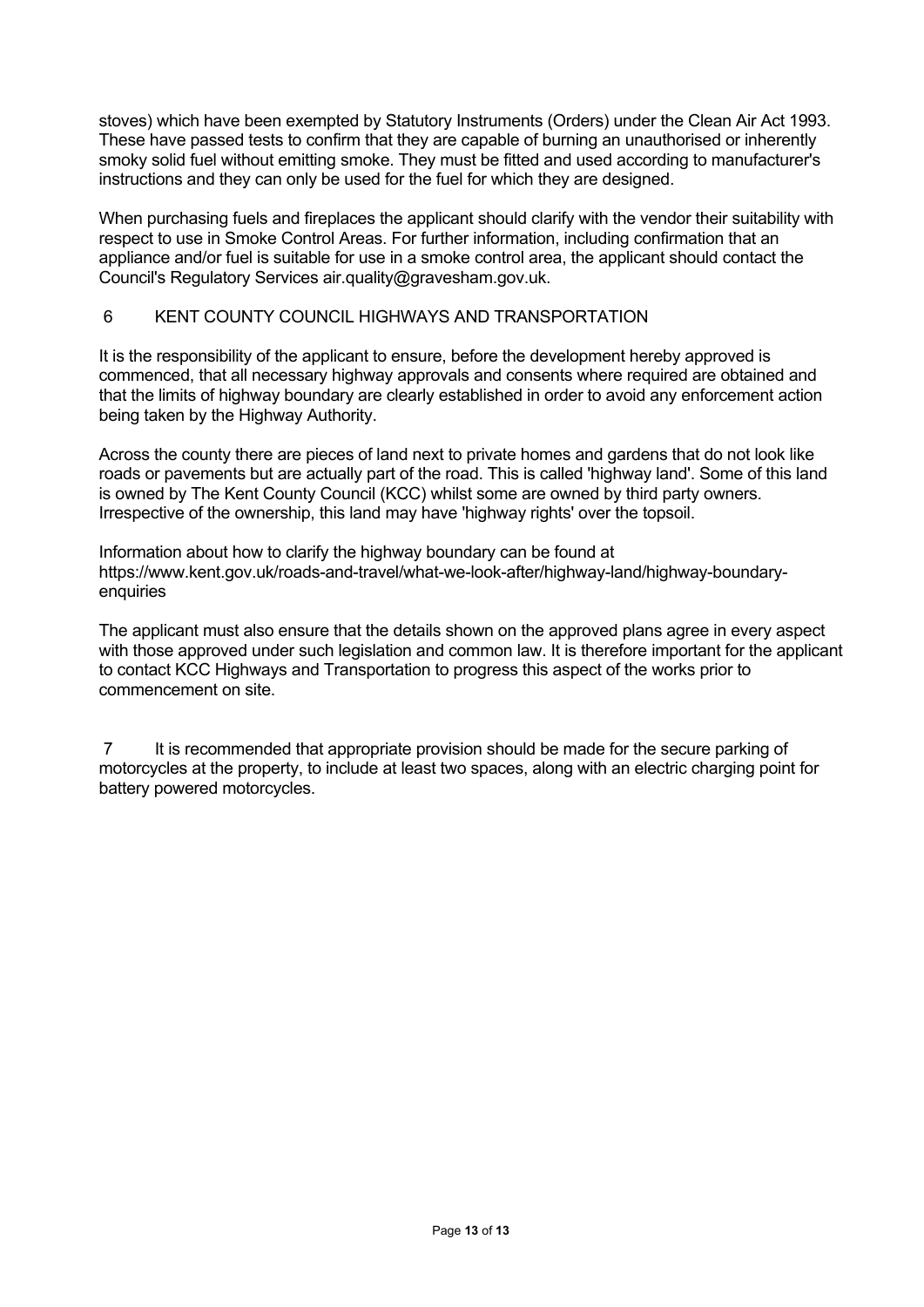stoves) which have been exempted by Statutory Instruments (Orders) under the Clean Air Act 1993. These have passed tests to confirm that they are capable of burning an unauthorised or inherently smoky solid fuel without emitting smoke. They must be fitted and used according to manufacturer's instructions and they can only be used for the fuel for which they are designed.

When purchasing fuels and fireplaces the applicant should clarify with the vendor their suitability with respect to use in Smoke Control Areas. For further information, including confirmation that an appliance and/or fuel is suitable for use in a smoke control area, the applicant should contact the Council's Regulatory Services air.quality@gravesham.gov.uk.

6 KENT COUNTY COUNCIL HIGHWAYS AND TRANSPORTATION

It is the responsibility of the applicant to ensure, before the development hereby approved is commenced, that all necessary highway approvals and consents where required are obtained and that the limits of highway boundary are clearly established in order to avoid any enforcement action being taken by the Highway Authority.

Across the county there are pieces of land next to private homes and gardens that do not look like roads or pavements but are actually part of the road. This is called 'highway land'. Some of this land is owned by The Kent County Council (KCC) whilst some are owned by third party owners. Irrespective of the ownership, this land may have 'highway rights' over the topsoil.

Information about how to clarify the highway boundary can be found at https://www.kent.gov.uk/roads-and-travel/what-we-look-after/highway-land/highway-boundary-enquiries

The applicant must also ensure that the details shown on the approved plans agree in every aspect with those approved under such legislation and common law. It is therefore important for the applicant to contact KCC Highways and Transportation to progress this aspect of the works prior to commencement on site.

7 It is recommended that appropriate provision should be made for the secure parking of motorcycles at the property, to include at least two spaces, along with an electric charging point for battery powered motorcycles.